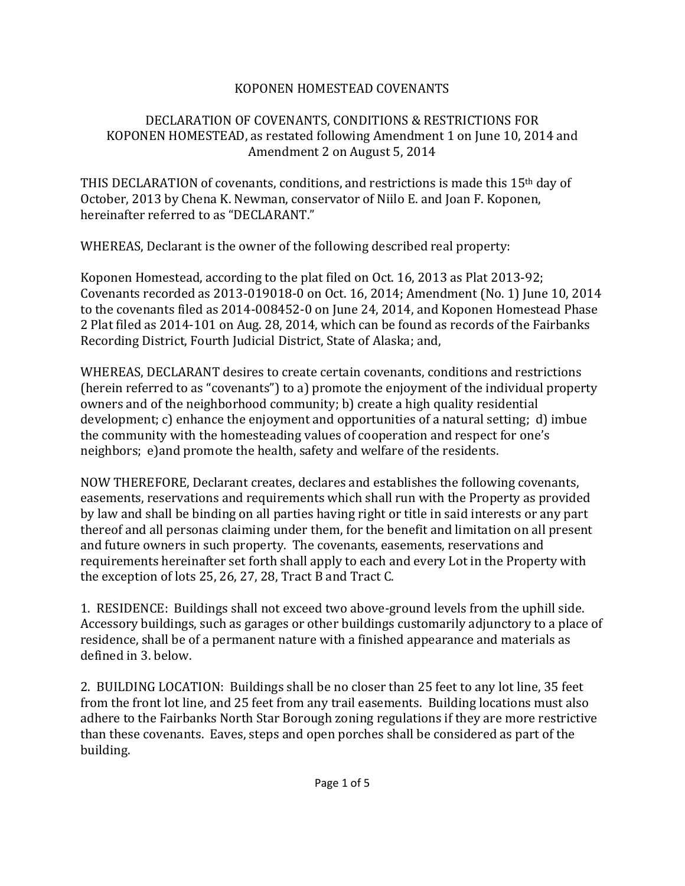# KOPONEN HOMESTEAD COVENANTS

## DECLARATION OF COVENANTS, CONDITIONS & RESTRICTIONS FOR KOPONEN HOMESTEAD, as restated following Amendment 1 on June 10, 2014 and Amendment 2 on August 5, 2014

THIS DECLARATION of covenants, conditions, and restrictions is made this 15th day of October, 2013 by Chena K. Newman, conservator of Niilo E. and Joan F. Koponen, hereinafter referred to as "DECLARANT."

WHEREAS, Declarant is the owner of the following described real property:

Koponen Homestead, according to the plat filed on Oct. 16, 2013 as Plat 2013-92; Covenants recorded as 2013-019018-0 on Oct. 16, 2014; Amendment (No. 1) June 10, 2014 to the covenants filed as 2014-008452-0 on June 24, 2014, and Koponen Homestead Phase 2 Plat filed as 2014-101 on Aug. 28, 2014, which can be found as records of the Fairbanks Recording District, Fourth Judicial District, State of Alaska; and,

WHEREAS, DECLARANT desires to create certain covenants, conditions and restrictions (herein referred to as "covenants") to a) promote the enjoyment of the individual property owners and of the neighborhood community; b) create a high quality residential development; c) enhance the enjoyment and opportunities of a natural setting; d) imbue the community with the homesteading values of cooperation and respect for one's neighbors; e)and promote the health, safety and welfare of the residents.

NOW THEREFORE, Declarant creates, declares and establishes the following covenants, easements, reservations and requirements which shall run with the Property as provided by law and shall be binding on all parties having right or title in said interests or any part thereof and all personas claiming under them, for the benefit and limitation on all present and future owners in such property. The covenants, easements, reservations and requirements hereinafter set forth shall apply to each and every Lot in the Property with the exception of lots 25, 26, 27, 28, Tract B and Tract C.

1. RESIDENCE: Buildings shall not exceed two above-ground levels from the uphill side. Accessory buildings, such as garages or other buildings customarily adjunctory to a place of residence, shall be of a permanent nature with a finished appearance and materials as defined in 3. below.

2. BUILDING LOCATION: Buildings shall be no closer than 25 feet to any lot line, 35 feet from the front lot line, and 25 feet from any trail easements. Building locations must also adhere to the Fairbanks North Star Borough zoning regulations if they are more restrictive than these covenants. Eaves, steps and open porches shall be considered as part of the building.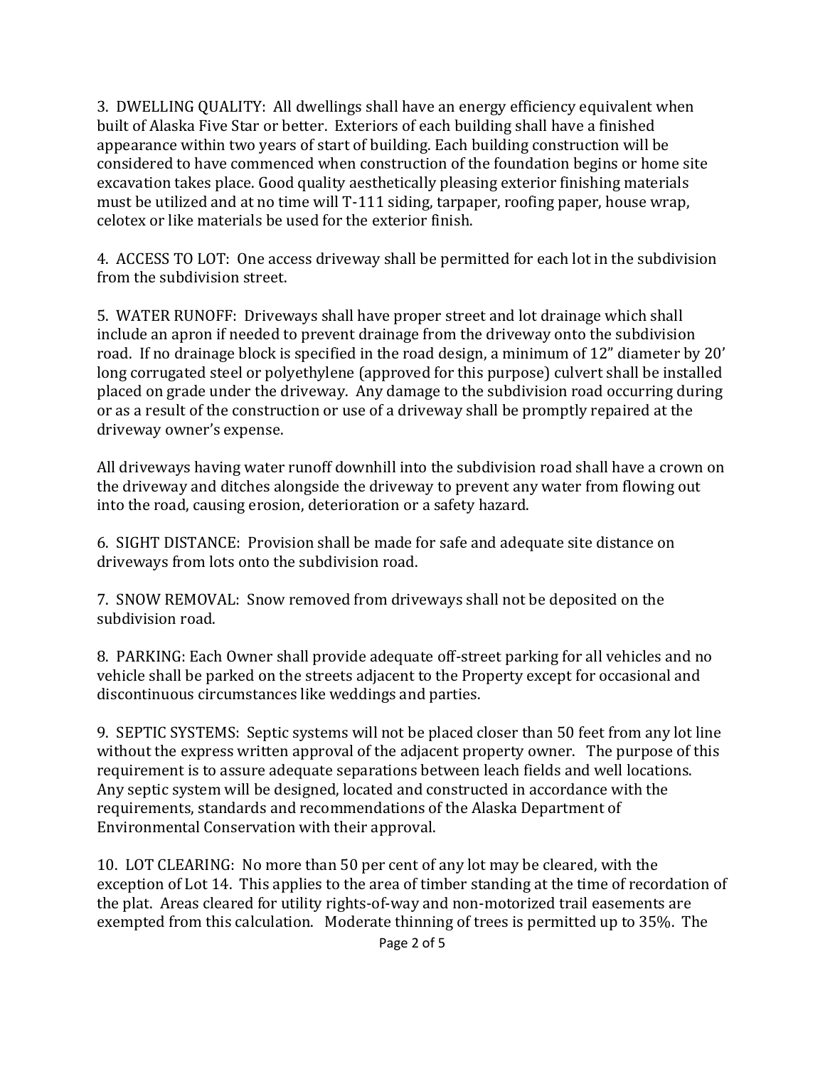3. DWELLING QUALITY: All dwellings shall have an energy efficiency equivalent when built of Alaska Five Star or better. Exteriors of each building shall have a finished appearance within two years of start of building. Each building construction will be considered to have commenced when construction of the foundation begins or home site excavation takes place. Good quality aesthetically pleasing exterior finishing materials must be utilized and at no time will T-111 siding, tarpaper, roofing paper, house wrap, celotex or like materials be used for the exterior finish.

4. ACCESS TO LOT: One access driveway shall be permitted for each lot in the subdivision from the subdivision street.

5. WATER RUNOFF: Driveways shall have proper street and lot drainage which shall include an apron if needed to prevent drainage from the driveway onto the subdivision road. If no drainage block is specified in the road design, a minimum of 12" diameter by 20' long corrugated steel or polyethylene (approved for this purpose) culvert shall be installed placed on grade under the driveway. Any damage to the subdivision road occurring during or as a result of the construction or use of a driveway shall be promptly repaired at the driveway owner's expense.

All driveways having water runoff downhill into the subdivision road shall have a crown on the driveway and ditches alongside the driveway to prevent any water from flowing out into the road, causing erosion, deterioration or a safety hazard.

6. SIGHT DISTANCE: Provision shall be made for safe and adequate site distance on driveways from lots onto the subdivision road.

7. SNOW REMOVAL: Snow removed from driveways shall not be deposited on the subdivision road.

8. PARKING: Each Owner shall provide adequate off-street parking for all vehicles and no vehicle shall be parked on the streets adjacent to the Property except for occasional and discontinuous circumstances like weddings and parties.

9. SEPTIC SYSTEMS: Septic systems will not be placed closer than 50 feet from any lot line without the express written approval of the adjacent property owner. The purpose of this requirement is to assure adequate separations between leach fields and well locations. Any septic system will be designed, located and constructed in accordance with the requirements, standards and recommendations of the Alaska Department of Environmental Conservation with their approval.

10. LOT CLEARING: No more than 50 per cent of any lot may be cleared, with the exception of Lot 14. This applies to the area of timber standing at the time of recordation of the plat. Areas cleared for utility rights-of-way and non-motorized trail easements are exempted from this calculation. Moderate thinning of trees is permitted up to 35%. The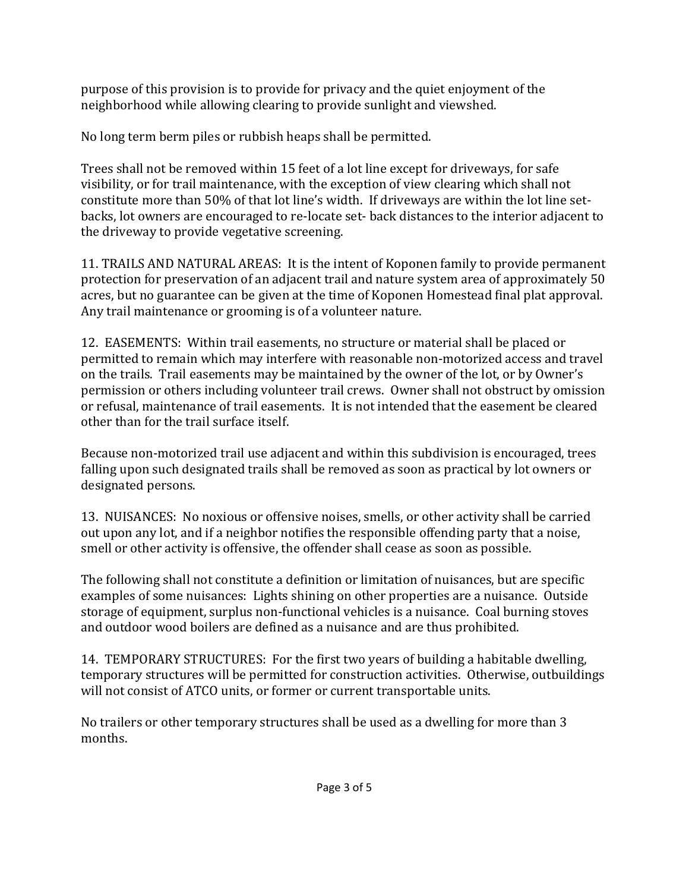purpose of this provision is to provide for privacy and the quiet enjoyment of the neighborhood while allowing clearing to provide sunlight and viewshed.

No long term berm piles or rubbish heaps shall be permitted.

Trees shall not be removed within 15 feet of a lot line except for driveways, for safe visibility, or for trail maintenance, with the exception of view clearing which shall not constitute more than 50% of that lot line's width. If driveways are within the lot line set-backs, lot owners are encouraged to re-locate set- back distances to the interior adjacent to the driveway to provide vegetative screening.

11. TRAILS AND NATURAL AREAS: It is the intent of Koponen family to provide permanent protection for preservation of an adjacent trail and nature system area of approximately 50 acres, but no guarantee can be given at the time of Koponen Homestead final plat approval. Any trail maintenance or grooming is of a volunteer nature.

12. EASEMENTS: Within trail easements, no structure or material shall be placed or permitted to remain which may interfere with reasonable non-motorized access and travel on the trails. Trail easements may be maintained by the owner of the lot, or by Owner's permission or others including volunteer trail crews. Owner shall not obstruct by omission or refusal, maintenance of trail easements. It is not intended that the easement be cleared other than for the trail surface itself.

Because non-motorized trail use adjacent and within this subdivision is encouraged, trees falling upon such designated trails shall be removed as soon as practical by lot owners or designated persons.

13. NUISANCES: No noxious or offensive noises, smells, or other activity shall be carried out upon any lot, and if a neighbor notifies the responsible offending party that a noise, smell or other activity is offensive, the offender shall cease as soon as possible.

The following shall not constitute a definition or limitation of nuisances, but are specific examples of some nuisances: Lights shining on other properties are a nuisance. Outside storage of equipment, surplus non-functional vehicles is a nuisance. Coal burning stoves and outdoor wood boilers are defined as a nuisance and are thus prohibited.

14. TEMPORARY STRUCTURES: For the first two years of building a habitable dwelling, temporary structures will be permitted for construction activities. Otherwise, outbuildings will not consist of ATCO units, or former or current transportable units.

No trailers or other temporary structures shall be used as a dwelling for more than 3 months.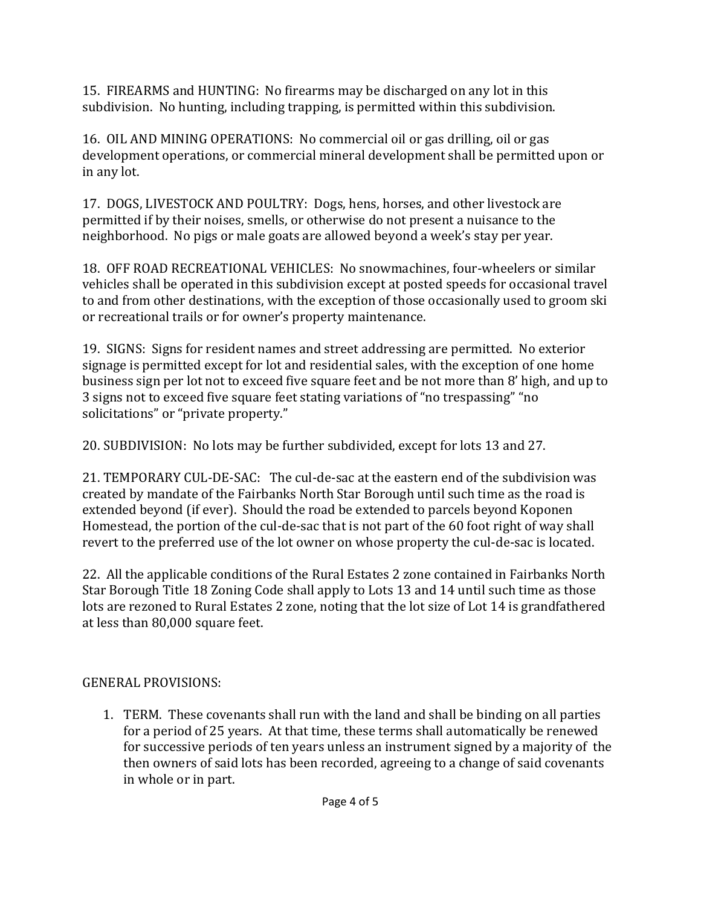15. FIREARMS and HUNTING: No firearms may be discharged on any lot in this subdivision. No hunting, including trapping, is permitted within this subdivision.

16. OIL AND MINING OPERATIONS: No commercial oil or gas drilling, oil or gas development operations, or commercial mineral development shall be permitted upon or in any lot.

17. DOGS, LIVESTOCK AND POULTRY: Dogs, hens, horses, and other livestock are permitted if by their noises, smells, or otherwise do not present a nuisance to the neighborhood. No pigs or male goats are allowed beyond a week's stay per year.

18. OFF ROAD RECREATIONAL VEHICLES: No snowmachines, four-wheelers or similar vehicles shall be operated in this subdivision except at posted speeds for occasional travel to and from other destinations, with the exception of those occasionally used to groom ski or recreational trails or for owner's property maintenance.

19. SIGNS: Signs for resident names and street addressing are permitted. No exterior signage is permitted except for lot and residential sales, with the exception of one home business sign per lot not to exceed five square feet and be not more than 8' high, and up to 3 signs not to exceed five square feet stating variations of "no trespassing" "no solicitations" or "private property."

20. SUBDIVISION: No lots may be further subdivided, except for lots 13 and 27.

21. TEMPORARY CUL-DE-SAC: The cul-de-sac at the eastern end of the subdivision was created by mandate of the Fairbanks North Star Borough until such time as the road is extended beyond (if ever). Should the road be extended to parcels beyond Koponen Homestead, the portion of the cul-de-sac that is not part of the 60 foot right of way shall revert to the preferred use of the lot owner on whose property the cul-de-sac is located.

22. All the applicable conditions of the Rural Estates 2 zone contained in Fairbanks North Star Borough Title 18 Zoning Code shall apply to Lots 13 and 14 until such time as those lots are rezoned to Rural Estates 2 zone, noting that the lot size of Lot 14 is grandfathered at less than 80,000 square feet.

GENERAL PROVISIONS:

1. TERM. These covenants shall run with the land and shall be binding on all parties for a period of 25 years. At that time, these terms shall automatically be renewed for successive periods of ten years unless an instrument signed by a majority of the then owners of said lots has been recorded, agreeing to a change of said covenants in whole or in part.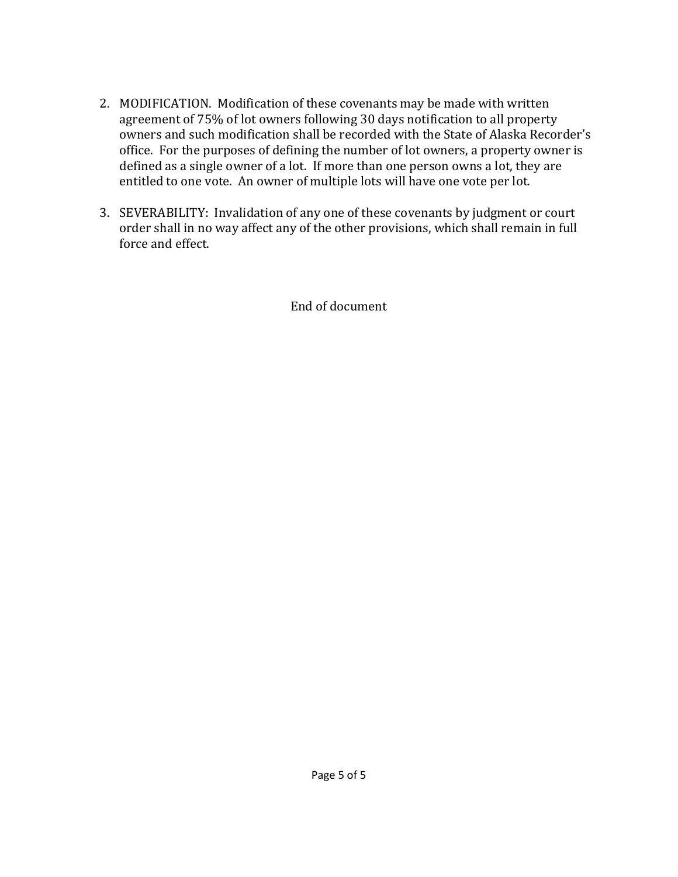2. MODIFICATION. Modification of these covenants may be made with written agreement of 75% of lot owners following 30 days notification to all property owners and such modification shall be recorded with the State of Alaska Recorder's office. For the purposes of defining the number of lot owners, a property owner is defined as a single owner of a lot. If more than one person owns a lot, they are entitled to one vote. An owner of multiple lots will have one vote per lot.

3. SEVERABILITY: Invalidation of any one of these covenants by judgment or court order shall in no way affect any of the other provisions, which shall remain in full force and effect.

End of document